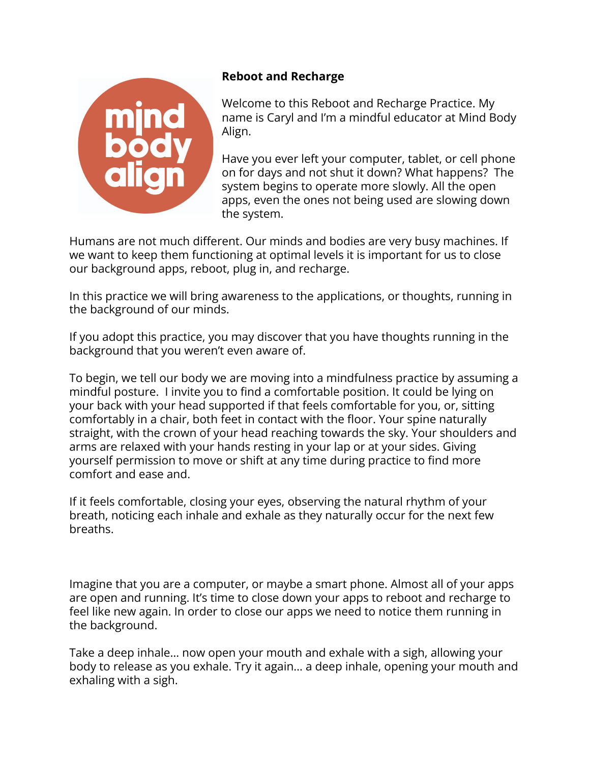**Reboot and Recharge**

Welcome to this Reboot and Recharge Practice. My name is Caryl and I'm a mindful educator at Mind Body Align.

Have you ever left your computer, tablet, or cell phone on for days and not shut it down? What happens? The system begins to operate more slowly. All the open apps, even the ones not being used are slowing down the system.

Humans are not much different. Our minds and bodies are very busy machines. If we want to keep them functioning at optimal levels it is important for us to close our background apps, reboot, plug in, and recharge.

In this practice we will bring awareness to the applications, or thoughts, running in the background of our minds.

If you adopt this practice, you may discover that you have thoughts running in the background that you weren't even aware of.

To begin, we tell our body we are moving into a mindfulness practice by assuming a mindful posture. I invite you to find a comfortable position. It could be lying on your back with your head supported if that feels comfortable for you, or, sitting comfortably in a chair, both feet in contact with the floor. Your spine naturally straight, with the crown of your head reaching towards the sky. Your shoulders and arms are relaxed with your hands resting in your lap or at your sides. Giving yourself permission to move or shift at any time during practice to find more comfort and ease and.

If it feels comfortable, closing your eyes, observing the natural rhythm of your breath, noticing each inhale and exhale as they naturally occur for the next few breaths.

Imagine that you are a computer, or maybe a smart phone. Almost all of your apps are open and running. It's time to close down your apps to reboot and recharge to feel like new again. In order to close our apps we need to notice them running in the background.

Take a deep inhale... now open your mouth and exhale with a sigh, allowing your body to release as you exhale. Try it again... a deep inhale, opening your mouth and exhaling with a sigh.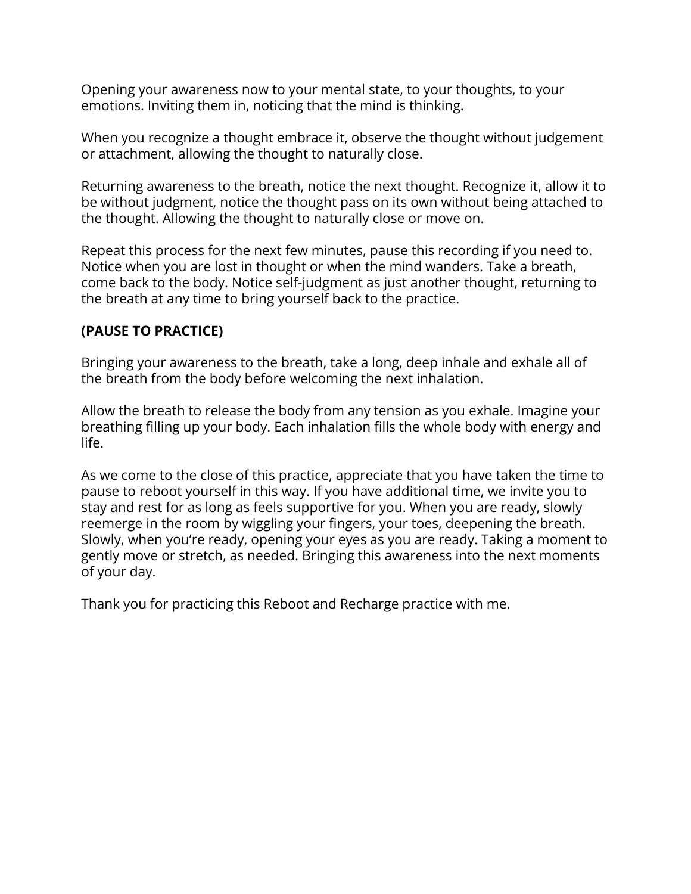Opening your awareness now to your mental state, to your thoughts, to your emotions. Inviting them in, noticing that the mind is thinking.

When you recognize a thought embrace it, observe the thought without judgement or attachment, allowing the thought to naturally close.

Returning awareness to the breath, notice the next thought. Recognize it, allow it to be without judgment, notice the thought pass on its own without being attached to the thought. Allowing the thought to naturally close or move on.

Repeat this process for the next few minutes, pause this recording if you need to. Notice when you are lost in thought or when the mind wanders. Take a breath, come back to the body. Notice self-judgment as just another thought, returning to the breath at any time to bring yourself back to the practice.

**(PAUSE TO PRACTICE)**

Bringing your awareness to the breath, take a long, deep inhale and exhale all of the breath from the body before welcoming the next inhalation.

Allow the breath to release the body from any tension as you exhale. Imagine your breathing filling up your body. Each inhalation fills the whole body with energy and life.

As we come to the close of this practice, appreciate that you have taken the time to pause to reboot yourself in this way. If you have additional time, we invite you to stay and rest for as long as feels supportive for you. When you are ready, slowly reemerge in the room by wiggling your fingers, your toes, deepening the breath. Slowly, when you're ready, opening your eyes as you are ready. Taking a moment to gently move or stretch, as needed. Bringing this awareness into the next moments of your day.

Thank you for practicing this Reboot and Recharge practice with me.